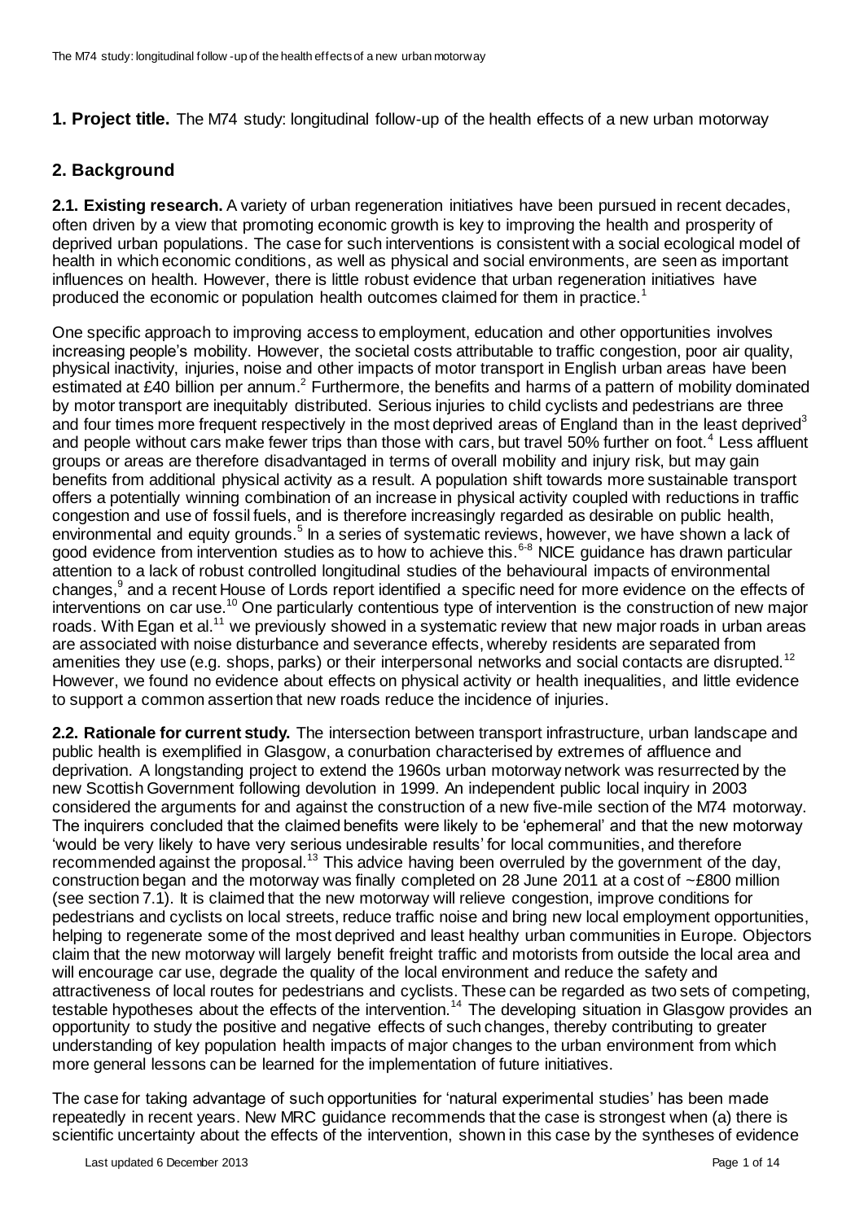## 1. Project title. The M74 study: longitudinal follow-up of the health effects of a new urban motorway

## 2. Background

**2.1. Existing research.** A variety of urban regeneration initiatives have been pursued in recent decades, often driven by a view that promoting economic growth is key to improving the health and prosperity of deprived urban populations. The case for such interventions is consistent with a social ecological model of health in which economic conditions, as well as physical and social environments, are seen as important influences on health. However, there is little robust evidence that urban regeneration initiatives have produced the economic or population health outcomes claimed for them in practice.[1]

One specific approach to improving access to employment, education and other opportunities involves increasing people's mobility. However, the societal costs attributable to traffic congestion, poor air quality, physical inactivity, injuries, noise and other impacts of motor transport in English urban areas have been estimated at £40 billion per annum.[2] Furthermore, the benefits and harms of a pattern of mobility dominated by motor transport are inequitably distributed. Serious injuries to child cyclists and pedestrians are three and four times more frequent respectively in the most deprived areas of England than in the least deprived[3] and people without cars make fewer trips than those with cars, but travel 50% further on foot.[4] Less affluent groups or areas are therefore disadvantaged in terms of overall mobility and injury risk, but may gain benefits from additional physical activity as a result. A population shift towards more sustainable transport offers a potentially winning combination of an increase in physical activity coupled with reductions in traffic congestion and use of fossil fuels, and is therefore increasingly regarded as desirable on public health, environmental and equity grounds.[5] In a series of systematic reviews, however, we have shown a lack of good evidence from intervention studies as to how to achieve this.[6-8] NICE guidance has drawn particular attention to a lack of robust controlled longitudinal studies of the behavioural impacts of environmental changes,[9] and a recent House of Lords report identified a specific need for more evidence on the effects of interventions on car use.[10] One particularly contentious type of intervention is the construction of new major roads. With Egan et al.[11] we previously showed in a systematic review that new major roads in urban areas are associated with noise disturbance and severance effects, whereby residents are separated from amenities they use (e.g. shops, parks) or their interpersonal networks and social contacts are disrupted.[12] However, we found no evidence about effects on physical activity or health inequalities, and little evidence to support a common assertion that new roads reduce the incidence of injuries.

**2.2. Rationale for current study.** The intersection between transport infrastructure, urban landscape and public health is exemplified in Glasgow, a conurbation characterised by extremes of affluence and deprivation. A longstanding project to extend the 1960s urban motorway network was resurrected by the new Scottish Government following devolution in 1999. An independent public local inquiry in 2003 considered the arguments for and against the construction of a new five-mile section of the M74 motorway. The inquirers concluded that the claimed benefits were likely to be 'ephemeral' and that the new motorway 'would be very likely to have very serious undesirable results' for local communities, and therefore recommended against the proposal.[13] This advice having been overruled by the government of the day, construction began and the motorway was finally completed on 28 June 2011 at a cost of ~£800 million (see section 7.1). It is claimed that the new motorway will relieve congestion, improve conditions for pedestrians and cyclists on local streets, reduce traffic noise and bring new local employment opportunities, helping to regenerate some of the most deprived and least healthy urban communities in Europe. Objectors claim that the new motorway will largely benefit freight traffic and motorists from outside the local area and will encourage car use, degrade the quality of the local environment and reduce the safety and attractiveness of local routes for pedestrians and cyclists. These can be regarded as two sets of competing, testable hypotheses about the effects of the intervention.[14] The developing situation in Glasgow provides an opportunity to study the positive and negative effects of such changes, thereby contributing to greater understanding of key population health impacts of major changes to the urban environment from which more general lessons can be learned for the implementation of future initiatives.

The case for taking advantage of such opportunities for 'natural experimental studies' has been made repeatedly in recent years. New MRC guidance recommends that the case is strongest when (a) there is scientific uncertainty about the effects of the intervention, shown in this case by the syntheses of evidence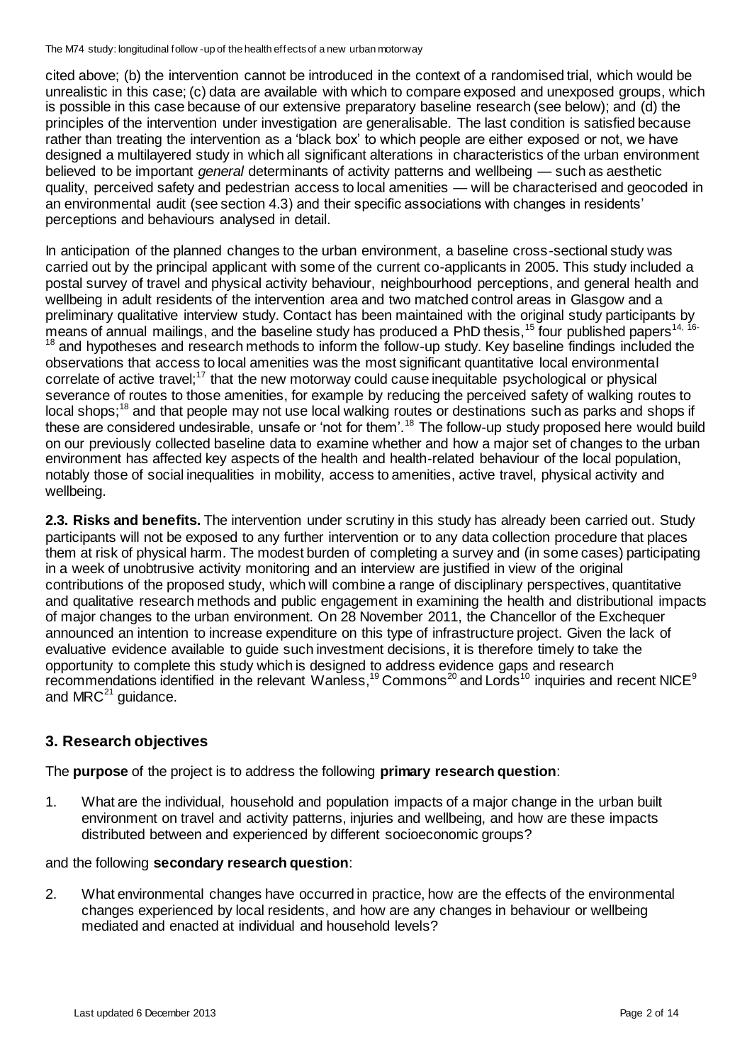cited above; (b) the intervention cannot be introduced in the context of a randomised trial, which would be unrealistic in this case; (c) data are available with which to compare exposed and unexposed groups, which is possible in this case because of our extensive preparatory baseline research (see below); and (d) the principles of the intervention under investigation are generalisable. The last condition is satisfied because rather than treating the intervention as a 'black box' to which people are either exposed or not, we have designed a multilayered study in which all significant alterations in characteristics of the urban environment believed to be important *general* determinants of activity patterns and wellbeing — such as aesthetic quality, perceived safety and pedestrian access to local amenities — will be characterised and geocoded in an environmental audit (see section 4.3) and their specific associations with changes in residents' perceptions and behaviours analysed in detail.

In anticipation of the planned changes to the urban environment, a baseline cross-sectional study was carried out by the principal applicant with some of the current co-applicants in 2005. This study included a postal survey of travel and physical activity behaviour, neighbourhood perceptions, and general health and wellbeing in adult residents of the intervention area and two matched control areas in Glasgow and a preliminary qualitative interview study. Contact has been maintained with the original study participants by means of annual mailings, and the baseline study has produced a PhD thesis,[15] four published papers[14, 16-18] and hypotheses and research methods to inform the follow-up study. Key baseline findings included the observations that access to local amenities was the most significant quantitative local environmental correlate of active travel;[17] that the new motorway could cause inequitable psychological or physical severance of routes to those amenities, for example by reducing the perceived safety of walking routes to local shops;[18] and that people may not use local walking routes or destinations such as parks and shops if these are considered undesirable, unsafe or 'not for them'.[18] The follow-up study proposed here would build on our previously collected baseline data to examine whether and how a major set of changes to the urban environment has affected key aspects of the health and health-related behaviour of the local population, notably those of social inequalities in mobility, access to amenities, active travel, physical activity and wellbeing.

**2.3. Risks and benefits.** The intervention under scrutiny in this study has already been carried out. Study participants will not be exposed to any further intervention or to any data collection procedure that places them at risk of physical harm. The modest burden of completing a survey and (in some cases) participating in a week of unobtrusive activity monitoring and an interview are justified in view of the original contributions of the proposed study, which will combine a range of disciplinary perspectives, quantitative and qualitative research methods and public engagement in examining the health and distributional impacts of major changes to the urban environment. On 28 November 2011, the Chancellor of the Exchequer announced an intention to increase expenditure on this type of infrastructure project. Given the lack of evaluative evidence available to guide such investment decisions, it is therefore timely to take the opportunity to complete this study which is designed to address evidence gaps and research recommendations identified in the relevant Wanless,[19] Commons[20] and Lords[10] inquiries and recent NICE[9] and MRC[21] guidance.

## 3. Research objectives

The **purpose** of the project is to address the following **primary research question**:

1. What are the individual, household and population impacts of a major change in the urban built environment on travel and activity patterns, injuries and wellbeing, and how are these impacts distributed between and experienced by different socioeconomic groups?

and the following **secondary research question**:

2. What environmental changes have occurred in practice, how are the effects of the environmental changes experienced by local residents, and how are any changes in behaviour or wellbeing mediated and enacted at individual and household levels?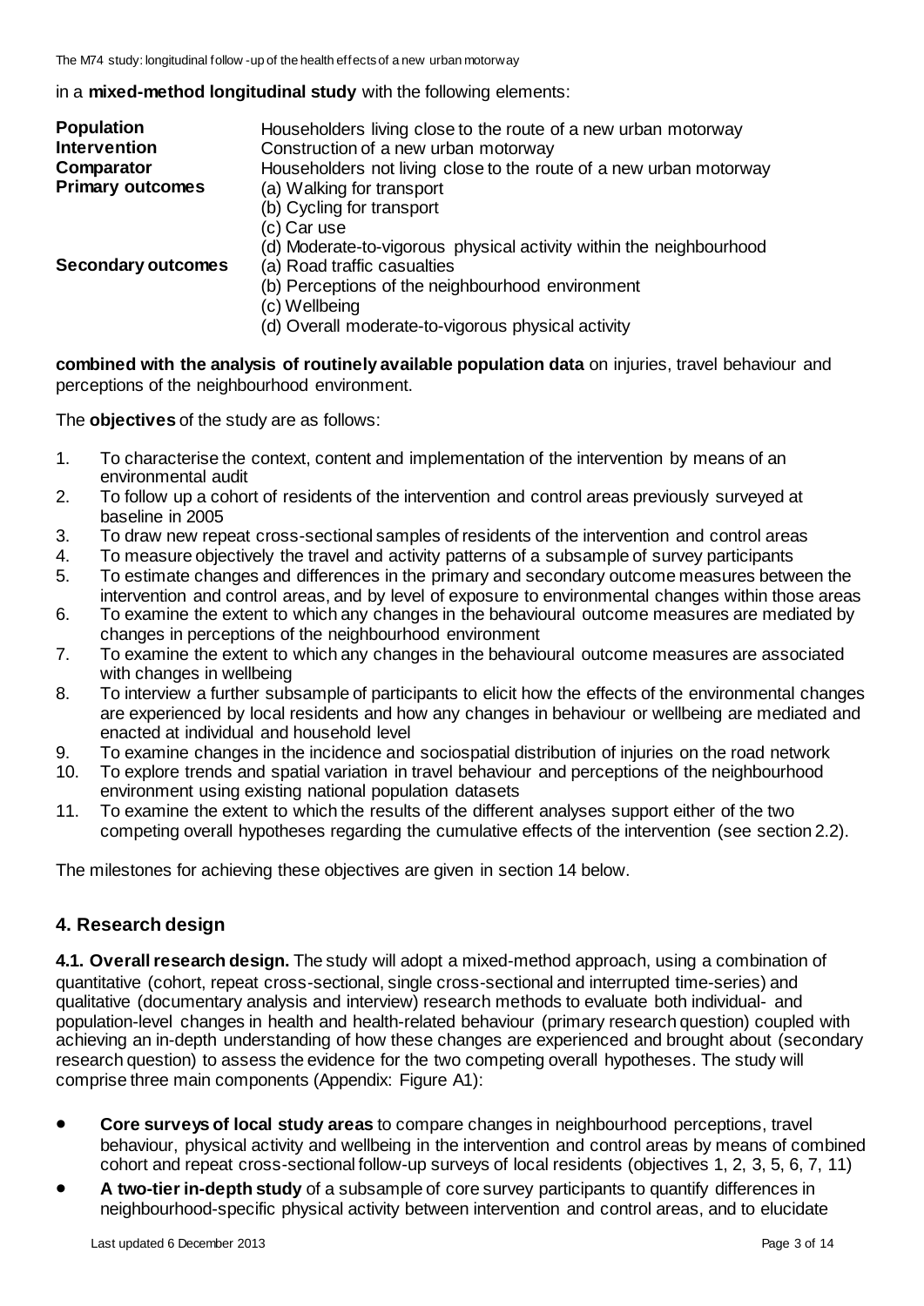in a **mixed-method longitudinal study** with the following elements:

| | |
|---|---|
| **Population** | Householders living close to the route of a new urban motorway |
| **Intervention** | Construction of a new urban motorway |
| **Comparator** | Householders not living close to the route of a new urban motorway |
| **Primary outcomes** | (a) Walking for transport<br>(b) Cycling for transport<br>(c) Car use<br>(d) Moderate-to-vigorous physical activity within the neighbourhood |
| **Secondary outcomes** | (a) Road traffic casualties<br>(b) Perceptions of the neighbourhood environment<br>(c) Wellbeing<br>(d) Overall moderate-to-vigorous physical activity |

**combined with the analysis of routinely available population data** on injuries, travel behaviour and perceptions of the neighbourhood environment.

The **objectives** of the study are as follows:

1. To characterise the context, content and implementation of the intervention by means of an environmental audit
2. To follow up a cohort of residents of the intervention and control areas previously surveyed at baseline in 2005
3. To draw new repeat cross-sectional samples of residents of the intervention and control areas
4. To measure objectively the travel and activity patterns of a subsample of survey participants
5. To estimate changes and differences in the primary and secondary outcome measures between the intervention and control areas, and by level of exposure to environmental changes within those areas
6. To examine the extent to which any changes in the behavioural outcome measures are mediated by changes in perceptions of the neighbourhood environment
7. To examine the extent to which any changes in the behavioural outcome measures are associated with changes in wellbeing
8. To interview a further subsample of participants to elicit how the effects of the environmental changes are experienced by local residents and how any changes in behaviour or wellbeing are mediated and enacted at individual and household level
9. To examine changes in the incidence and sociospatial distribution of injuries on the road network
10. To explore trends and spatial variation in travel behaviour and perceptions of the neighbourhood environment using existing national population datasets
11. To examine the extent to which the results of the different analyses support either of the two competing overall hypotheses regarding the cumulative effects of the intervention (see section 2.2).

The milestones for achieving these objectives are given in section 14 below.

## 4. Research design

**4.1. Overall research design.** The study will adopt a mixed-method approach, using a combination of quantitative (cohort, repeat cross-sectional, single cross-sectional and interrupted time-series) and qualitative (documentary analysis and interview) research methods to evaluate both individual- and population-level changes in health and health-related behaviour (primary research question) coupled with achieving an in-depth understanding of how these changes are experienced and brought about (secondary research question) to assess the evidence for the two competing overall hypotheses. The study will comprise three main components (Appendix: Figure A1):

- **Core surveys of local study areas** to compare changes in neighbourhood perceptions, travel behaviour, physical activity and wellbeing in the intervention and control areas by means of combined cohort and repeat cross-sectional follow-up surveys of local residents (objectives 1, 2, 3, 5, 6, 7, 11)
- **A two-tier in-depth study** of a subsample of core survey participants to quantify differences in neighbourhood-specific physical activity between intervention and control areas, and to elucidate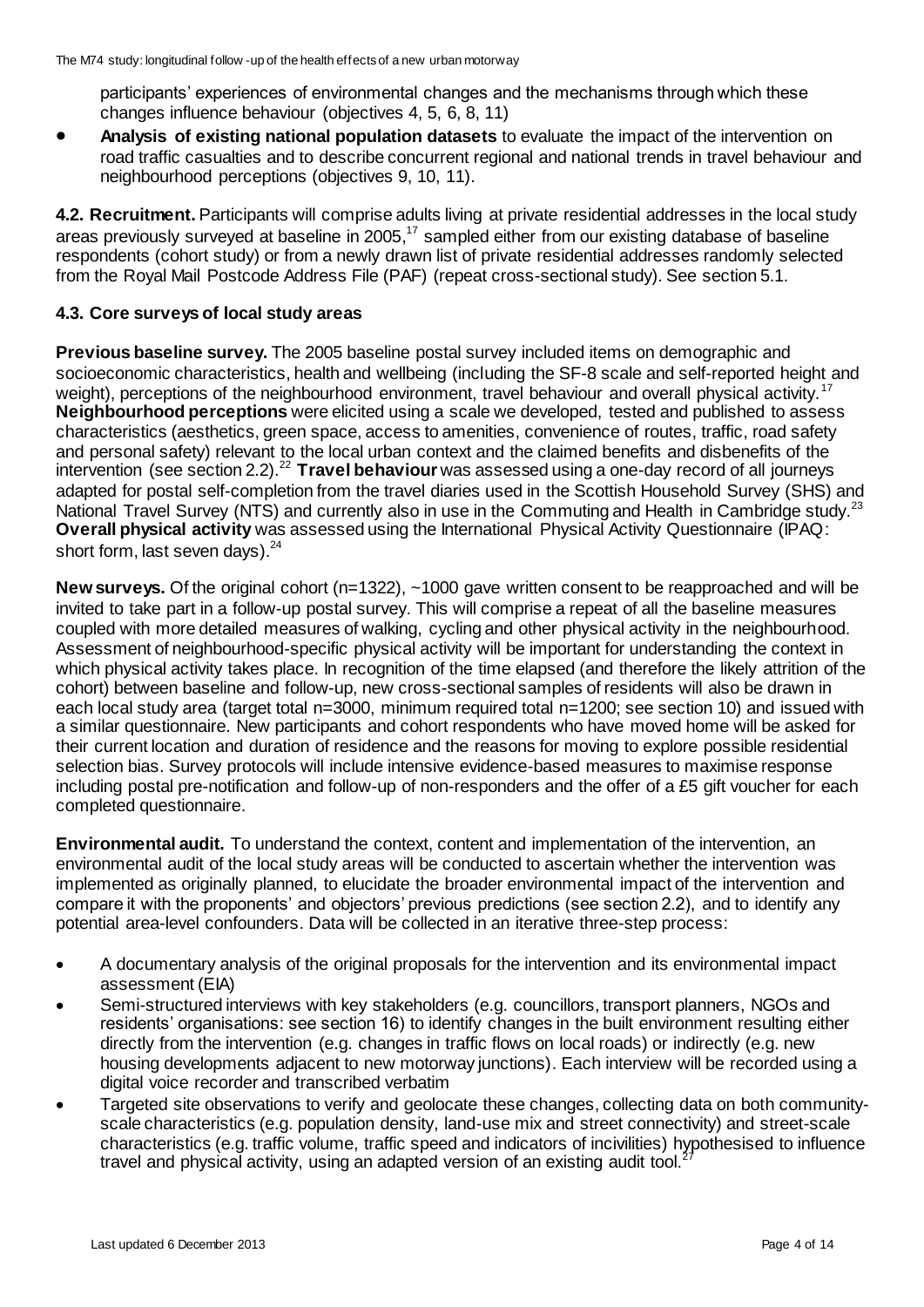participants' experiences of environmental changes and the mechanisms through which these changes influence behaviour (objectives 4, 5, 6, 8, 11)

- **Analysis of existing national population datasets** to evaluate the impact of the intervention on road traffic casualties and to describe concurrent regional and national trends in travel behaviour and neighbourhood perceptions (objectives 9, 10, 11).

**4.2. Recruitment.** Participants will comprise adults living at private residential addresses in the local study areas previously surveyed at baseline in 2005,[17] sampled either from our existing database of baseline respondents (cohort study) or from a newly drawn list of private residential addresses randomly selected from the Royal Mail Postcode Address File (PAF) (repeat cross-sectional study). See section 5.1.

### 4.3. Core surveys of local study areas

**Previous baseline survey.** The 2005 baseline postal survey included items on demographic and socioeconomic characteristics, health and wellbeing (including the SF-8 scale and self-reported height and weight), perceptions of the neighbourhood environment, travel behaviour and overall physical activity.[17] **Neighbourhood perceptions** were elicited using a scale we developed, tested and published to assess characteristics (aesthetics, green space, access to amenities, convenience of routes, traffic, road safety and personal safety) relevant to the local urban context and the claimed benefits and disbenefits of the intervention (see section 2.2).[22] **Travel behaviour** was assessed using a one-day record of all journeys adapted for postal self-completion from the travel diaries used in the Scottish Household Survey (SHS) and National Travel Survey (NTS) and currently also in use in the Commuting and Health in Cambridge study.[23] **Overall physical activity** was assessed using the International Physical Activity Questionnaire (IPAQ: short form, last seven days).[24]

**New surveys.** Of the original cohort (n=1322), ~1000 gave written consent to be reapproached and will be invited to take part in a follow-up postal survey. This will comprise a repeat of all the baseline measures coupled with more detailed measures of walking, cycling and other physical activity in the neighbourhood. Assessment of neighbourhood-specific physical activity will be important for understanding the context in which physical activity takes place. In recognition of the time elapsed (and therefore the likely attrition of the cohort) between baseline and follow-up, new cross-sectional samples of residents will also be drawn in each local study area (target total n=3000, minimum required total n=1200; see section 10) and issued with a similar questionnaire. New participants and cohort respondents who have moved home will be asked for their current location and duration of residence and the reasons for moving to explore possible residential selection bias. Survey protocols will include intensive evidence-based measures to maximise response including postal pre-notification and follow-up of non-responders and the offer of a £5 gift voucher for each completed questionnaire.

**Environmental audit.** To understand the context, content and implementation of the intervention, an environmental audit of the local study areas will be conducted to ascertain whether the intervention was implemented as originally planned, to elucidate the broader environmental impact of the intervention and compare it with the proponents' and objectors' previous predictions (see section 2.2), and to identify any potential area-level confounders. Data will be collected in an iterative three-step process:

- A documentary analysis of the original proposals for the intervention and its environmental impact assessment (EIA)
- Semi-structured interviews with key stakeholders (e.g. councillors, transport planners, NGOs and residents' organisations: see section 16) to identify changes in the built environment resulting either directly from the intervention (e.g. changes in traffic flows on local roads) or indirectly (e.g. new housing developments adjacent to new motorway junctions). Each interview will be recorded using a digital voice recorder and transcribed verbatim
- Targeted site observations to verify and geolocate these changes, collecting data on both community-scale characteristics (e.g. population density, land-use mix and street connectivity) and street-scale characteristics (e.g. traffic volume, traffic speed and indicators of incivilities) hypothesised to influence travel and physical activity, using an adapted version of an existing audit tool.[27]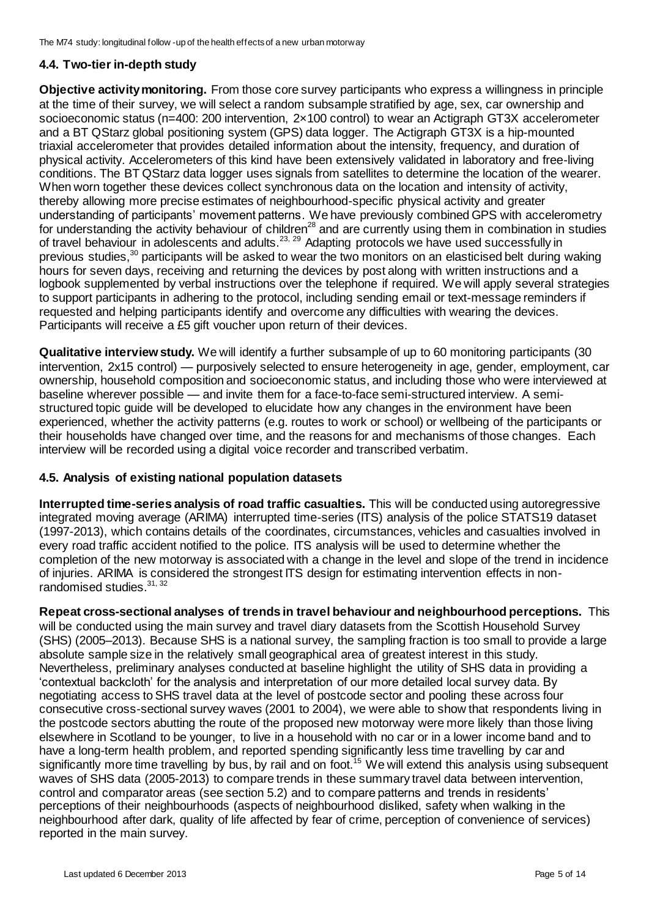### 4.4. Two-tier in-depth study

**Objective activity monitoring.** From those core survey participants who express a willingness in principle at the time of their survey, we will select a random subsample stratified by age, sex, car ownership and socioeconomic status (n=400: 200 intervention, 2×100 control) to wear an Actigraph GT3X accelerometer and a BT QStarz global positioning system (GPS) data logger. The Actigraph GT3X is a hip-mounted triaxial accelerometer that provides detailed information about the intensity, frequency, and duration of physical activity. Accelerometers of this kind have been extensively validated in laboratory and free-living conditions. The BT QStarz data logger uses signals from satellites to determine the location of the wearer. When worn together these devices collect synchronous data on the location and intensity of activity, thereby allowing more precise estimates of neighbourhood-specific physical activity and greater understanding of participants' movement patterns. We have previously combined GPS with accelerometry for understanding the activity behaviour of children[28] and are currently using them in combination in studies of travel behaviour in adolescents and adults.[23, 29] Adapting protocols we have used successfully in previous studies,[30] participants will be asked to wear the two monitors on an elasticised belt during waking hours for seven days, receiving and returning the devices by post along with written instructions and a logbook supplemented by verbal instructions over the telephone if required. We will apply several strategies to support participants in adhering to the protocol, including sending email or text-message reminders if requested and helping participants identify and overcome any difficulties with wearing the devices. Participants will receive a £5 gift voucher upon return of their devices.

**Qualitative interview study.** We will identify a further subsample of up to 60 monitoring participants (30 intervention, 2x15 control) — purposively selected to ensure heterogeneity in age, gender, employment, car ownership, household composition and socioeconomic status, and including those who were interviewed at baseline wherever possible — and invite them for a face-to-face semi-structured interview. A semi-structured topic guide will be developed to elucidate how any changes in the environment have been experienced, whether the activity patterns (e.g. routes to work or school) or wellbeing of the participants or their households have changed over time, and the reasons for and mechanisms of those changes. Each interview will be recorded using a digital voice recorder and transcribed verbatim.

### 4.5. Analysis of existing national population datasets

**Interrupted time-series analysis of road traffic casualties.** This will be conducted using autoregressive integrated moving average (ARIMA) interrupted time-series (ITS) analysis of the police STATS19 dataset (1997-2013), which contains details of the coordinates, circumstances, vehicles and casualties involved in every road traffic accident notified to the police. ITS analysis will be used to determine whether the completion of the new motorway is associated with a change in the level and slope of the trend in incidence of injuries. ARIMA is considered the strongest ITS design for estimating intervention effects in non-randomised studies.[31, 32]

**Repeat cross-sectional analyses of trends in travel behaviour and neighbourhood perceptions.** This will be conducted using the main survey and travel diary datasets from the Scottish Household Survey (SHS) (2005–2013). Because SHS is a national survey, the sampling fraction is too small to provide a large absolute sample size in the relatively small geographical area of greatest interest in this study. Nevertheless, preliminary analyses conducted at baseline highlight the utility of SHS data in providing a 'contextual backcloth' for the analysis and interpretation of our more detailed local survey data. By negotiating access to SHS travel data at the level of postcode sector and pooling these across four consecutive cross-sectional survey waves (2001 to 2004), we were able to show that respondents living in the postcode sectors abutting the route of the proposed new motorway were more likely than those living elsewhere in Scotland to be younger, to live in a household with no car or in a lower income band and to have a long-term health problem, and reported spending significantly less time travelling by car and significantly more time travelling by bus, by rail and on foot.[15] We will extend this analysis using subsequent waves of SHS data (2005-2013) to compare trends in these summary travel data between intervention, control and comparator areas (see section 5.2) and to compare patterns and trends in residents' perceptions of their neighbourhoods (aspects of neighbourhood disliked, safety when walking in the neighbourhood after dark, quality of life affected by fear of crime, perception of convenience of services) reported in the main survey.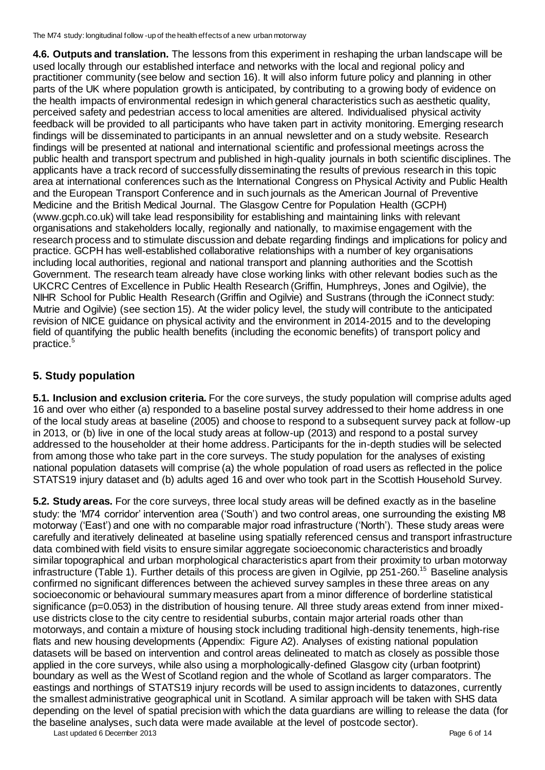**4.6. Outputs and translation.** The lessons from this experiment in reshaping the urban landscape will be used locally through our established interface and networks with the local and regional policy and practitioner community (see below and section 16). It will also inform future policy and planning in other parts of the UK where population growth is anticipated, by contributing to a growing body of evidence on the health impacts of environmental redesign in which general characteristics such as aesthetic quality, perceived safety and pedestrian access to local amenities are altered. Individualised physical activity feedback will be provided to all participants who have taken part in activity monitoring. Emerging research findings will be disseminated to participants in an annual newsletter and on a study website. Research findings will be presented at national and international scientific and professional meetings across the public health and transport spectrum and published in high-quality journals in both scientific disciplines. The applicants have a track record of successfully disseminating the results of previous research in this topic area at international conferences such as the International Congress on Physical Activity and Public Health and the European Transport Conference and in such journals as the American Journal of Preventive Medicine and the British Medical Journal. The Glasgow Centre for Population Health (GCPH) (www.gcph.co.uk) will take lead responsibility for establishing and maintaining links with relevant organisations and stakeholders locally, regionally and nationally, to maximise engagement with the research process and to stimulate discussion and debate regarding findings and implications for policy and practice. GCPH has well-established collaborative relationships with a number of key organisations including local authorities, regional and national transport and planning authorities and the Scottish Government. The research team already have close working links with other relevant bodies such as the UKCRC Centres of Excellence in Public Health Research (Griffin, Humphreys, Jones and Ogilvie), the NIHR School for Public Health Research (Griffin and Ogilvie) and Sustrans (through the iConnect study: Mutrie and Ogilvie) (see section 15). At the wider policy level, the study will contribute to the anticipated revision of NICE guidance on physical activity and the environment in 2014-2015 and to the developing field of quantifying the public health benefits (including the economic benefits) of transport policy and practice.[5]

## 5. Study population

**5.1. Inclusion and exclusion criteria.** For the core surveys, the study population will comprise adults aged 16 and over who either (a) responded to a baseline postal survey addressed to their home address in one of the local study areas at baseline (2005) and choose to respond to a subsequent survey pack at follow-up in 2013, or (b) live in one of the local study areas at follow-up (2013) and respond to a postal survey addressed to the householder at their home address. Participants for the in-depth studies will be selected from among those who take part in the core surveys. The study population for the analyses of existing national population datasets will comprise (a) the whole population of road users as reflected in the police STATS19 injury dataset and (b) adults aged 16 and over who took part in the Scottish Household Survey.

**5.2. Study areas.** For the core surveys, three local study areas will be defined exactly as in the baseline study: the 'M74 corridor' intervention area ('South') and two control areas, one surrounding the existing M8 motorway ('East') and one with no comparable major road infrastructure ('North'). These study areas were carefully and iteratively delineated at baseline using spatially referenced census and transport infrastructure data combined with field visits to ensure similar aggregate socioeconomic characteristics and broadly similar topographical and urban morphological characteristics apart from their proximity to urban motorway infrastructure (Table 1). Further details of this process are given in Ogilvie, pp 251-260.[15] Baseline analysis confirmed no significant differences between the achieved survey samples in these three areas on any socioeconomic or behavioural summary measures apart from a minor difference of borderline statistical significance ($p=0.053$) in the distribution of housing tenure. All three study areas extend from inner mixed-use districts close to the city centre to residential suburbs, contain major arterial roads other than motorways, and contain a mixture of housing stock including traditional high-density tenements, high-rise flats and new housing developments (Appendix: Figure A2). Analyses of existing national population datasets will be based on intervention and control areas delineated to match as closely as possible those applied in the core surveys, while also using a morphologically-defined Glasgow city (urban footprint) boundary as well as the West of Scotland region and the whole of Scotland as larger comparators. The eastings and northings of STATS19 injury records will be used to assign incidents to datazones, currently the smallest administrative geographical unit in Scotland. A similar approach will be taken with SHS data depending on the level of spatial precision with which the data guardians are willing to release the data (for the baseline analyses, such data were made available at the level of postcode sector).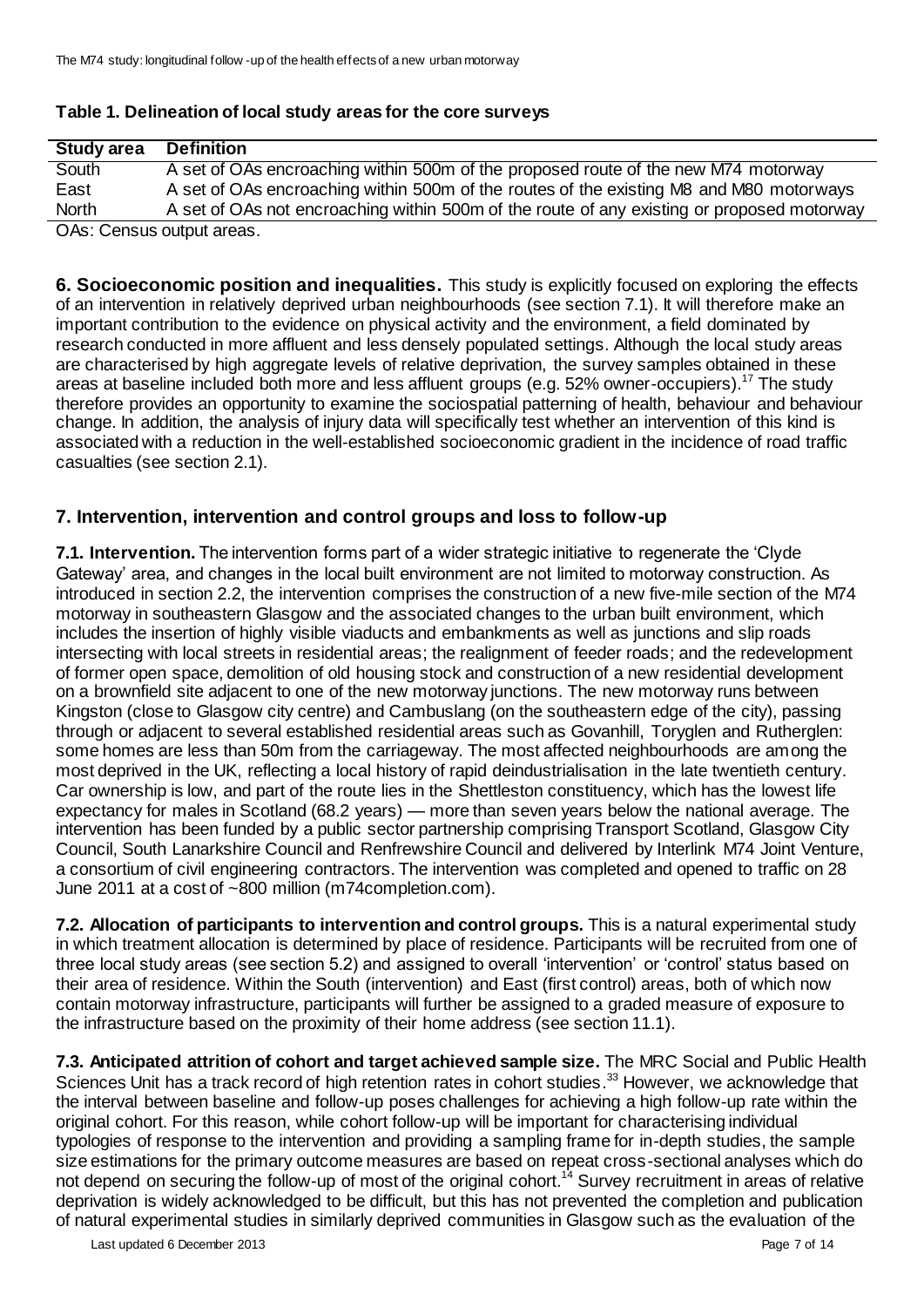**Table 1. Delineation of local study areas for the core surveys**

| Study area | Definition |
|---|---|
| South | A set of OAs encroaching within 500m of the proposed route of the new M74 motorway |
| East | A set of OAs encroaching within 500m of the routes of the existing M8 and M80 motorways |
| North | A set of OAs not encroaching within 500m of the route of any existing or proposed motorway |

OAs: Census output areas.

**6. Socioeconomic position and inequalities.** This study is explicitly focused on exploring the effects of an intervention in relatively deprived urban neighbourhoods (see section 7.1). It will therefore make an important contribution to the evidence on physical activity and the environment, a field dominated by research conducted in more affluent and less densely populated settings. Although the local study areas are characterised by high aggregate levels of relative deprivation, the survey samples obtained in these areas at baseline included both more and less affluent groups (e.g. 52% owner-occupiers).[17] The study therefore provides an opportunity to examine the sociospatial patterning of health, behaviour and behaviour change. In addition, the analysis of injury data will specifically test whether an intervention of this kind is associated with a reduction in the well-established socioeconomic gradient in the incidence of road traffic casualties (see section 2.1).

## 7. Intervention, intervention and control groups and loss to follow-up

**7.1. Intervention.** The intervention forms part of a wider strategic initiative to regenerate the 'Clyde Gateway' area, and changes in the local built environment are not limited to motorway construction. As introduced in section 2.2, the intervention comprises the construction of a new five-mile section of the M74 motorway in southeastern Glasgow and the associated changes to the urban built environment, which includes the insertion of highly visible viaducts and embankments as well as junctions and slip roads intersecting with local streets in residential areas; the realignment of feeder roads; and the redevelopment of former open space, demolition of old housing stock and construction of a new residential development on a brownfield site adjacent to one of the new motorway junctions. The new motorway runs between Kingston (close to Glasgow city centre) and Cambuslang (on the southeastern edge of the city), passing through or adjacent to several established residential areas such as Govanhill, Toryglen and Rutherglen: some homes are less than 50m from the carriageway. The most affected neighbourhoods are among the most deprived in the UK, reflecting a local history of rapid deindustrialisation in the late twentieth century. Car ownership is low, and part of the route lies in the Shettleston constituency, which has the lowest life expectancy for males in Scotland (68.2 years) — more than seven years below the national average. The intervention has been funded by a public sector partnership comprising Transport Scotland, Glasgow City Council, South Lanarkshire Council and Renfrewshire Council and delivered by Interlink M74 Joint Venture, a consortium of civil engineering contractors. The intervention was completed and opened to traffic on 28 June 2011 at a cost of ~800 million (m74completion.com).

**7.2. Allocation of participants to intervention and control groups.** This is a natural experimental study in which treatment allocation is determined by place of residence. Participants will be recruited from one of three local study areas (see section 5.2) and assigned to overall 'intervention' or 'control' status based on their area of residence. Within the South (intervention) and East (first control) areas, both of which now contain motorway infrastructure, participants will further be assigned to a graded measure of exposure to the infrastructure based on the proximity of their home address (see section 11.1).

**7.3. Anticipated attrition of cohort and target achieved sample size.** The MRC Social and Public Health Sciences Unit has a track record of high retention rates in cohort studies.[33] However, we acknowledge that the interval between baseline and follow-up poses challenges for achieving a high follow-up rate within the original cohort. For this reason, while cohort follow-up will be important for characterising individual typologies of response to the intervention and providing a sampling frame for in-depth studies, the sample size estimations for the primary outcome measures are based on repeat cross-sectional analyses which do not depend on securing the follow-up of most of the original cohort.[14] Survey recruitment in areas of relative deprivation is widely acknowledged to be difficult, but this has not prevented the completion and publication of natural experimental studies in similarly deprived communities in Glasgow such as the evaluation of the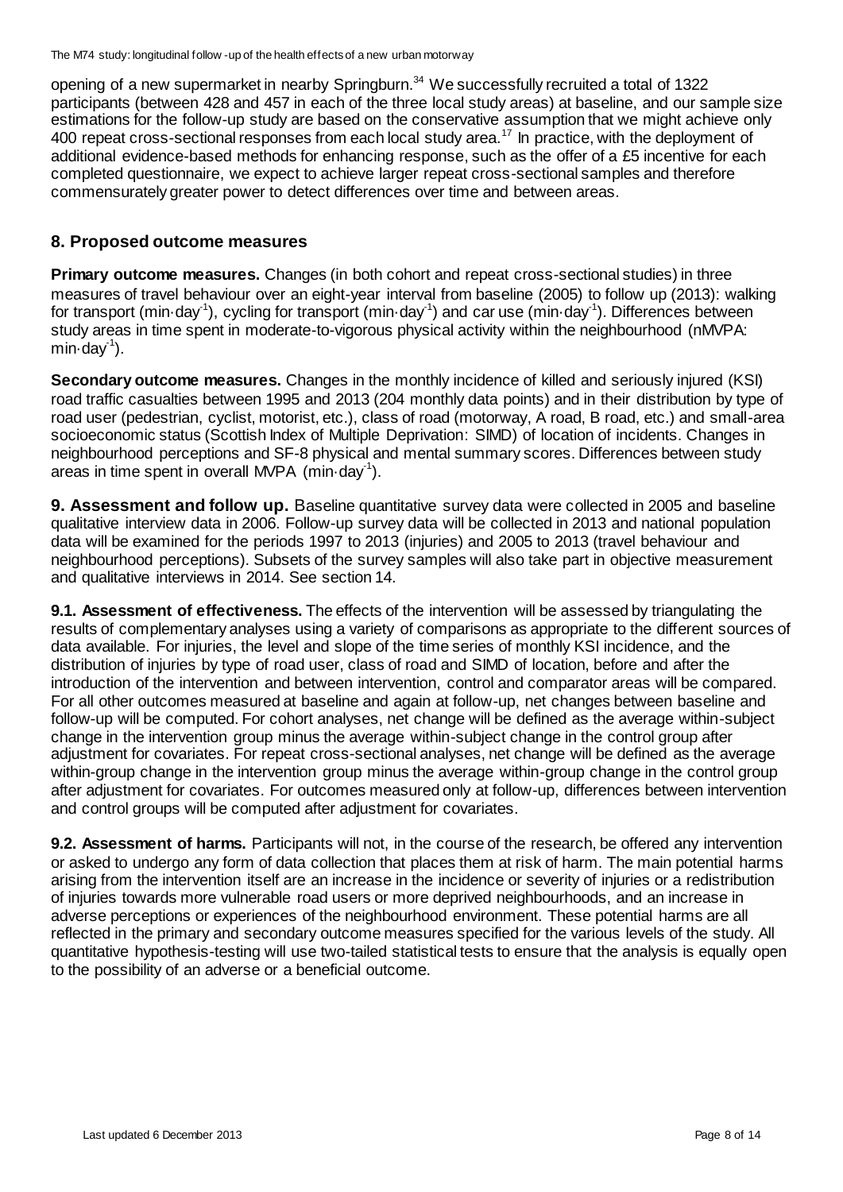opening of a new supermarket in nearby Springburn.[34] We successfully recruited a total of 1322 participants (between 428 and 457 in each of the three local study areas) at baseline, and our sample size estimations for the follow-up study are based on the conservative assumption that we might achieve only 400 repeat cross-sectional responses from each local study area.[17] In practice, with the deployment of additional evidence-based methods for enhancing response, such as the offer of a £5 incentive for each completed questionnaire, we expect to achieve larger repeat cross-sectional samples and therefore commensurately greater power to detect differences over time and between areas.

## 8. Proposed outcome measures

**Primary outcome measures.** Changes (in both cohort and repeat cross-sectional studies) in three measures of travel behaviour over an eight-year interval from baseline (2005) to follow up (2013): walking for transport ($min \cdot day^{-1}$), cycling for transport ($min \cdot day^{-1}$) and car use ($min \cdot day^{-1}$). Differences between study areas in time spent in moderate-to-vigorous physical activity within the neighbourhood (nMVPA: $min \cdot day^{-1}$).

**Secondary outcome measures.** Changes in the monthly incidence of killed and seriously injured (KSI) road traffic casualties between 1995 and 2013 (204 monthly data points) and in their distribution by type of road user (pedestrian, cyclist, motorist, etc.), class of road (motorway, A road, B road, etc.) and small-area socioeconomic status (Scottish Index of Multiple Deprivation: SIMD) of location of incidents. Changes in neighbourhood perceptions and SF-8 physical and mental summary scores. Differences between study areas in time spent in overall MVPA ($min \cdot day^{-1}$).

**9. Assessment and follow up.** Baseline quantitative survey data were collected in 2005 and baseline qualitative interview data in 2006. Follow-up survey data will be collected in 2013 and national population data will be examined for the periods 1997 to 2013 (injuries) and 2005 to 2013 (travel behaviour and neighbourhood perceptions). Subsets of the survey samples will also take part in objective measurement and qualitative interviews in 2014. See section 14.

**9.1. Assessment of effectiveness.** The effects of the intervention will be assessed by triangulating the results of complementary analyses using a variety of comparisons as appropriate to the different sources of data available. For injuries, the level and slope of the time series of monthly KSI incidence, and the distribution of injuries by type of road user, class of road and SIMD of location, before and after the introduction of the intervention and between intervention, control and comparator areas will be compared. For all other outcomes measured at baseline and again at follow-up, net changes between baseline and follow-up will be computed. For cohort analyses, net change will be defined as the average within-subject change in the intervention group minus the average within-subject change in the control group after adjustment for covariates. For repeat cross-sectional analyses, net change will be defined as the average within-group change in the intervention group minus the average within-group change in the control group after adjustment for covariates. For outcomes measured only at follow-up, differences between intervention and control groups will be computed after adjustment for covariates.

**9.2. Assessment of harms.** Participants will not, in the course of the research, be offered any intervention or asked to undergo any form of data collection that places them at risk of harm. The main potential harms arising from the intervention itself are an increase in the incidence or severity of injuries or a redistribution of injuries towards more vulnerable road users or more deprived neighbourhoods, and an increase in adverse perceptions or experiences of the neighbourhood environment. These potential harms are all reflected in the primary and secondary outcome measures specified for the various levels of the study. All quantitative hypothesis-testing will use two-tailed statistical tests to ensure that the analysis is equally open to the possibility of an adverse or a beneficial outcome.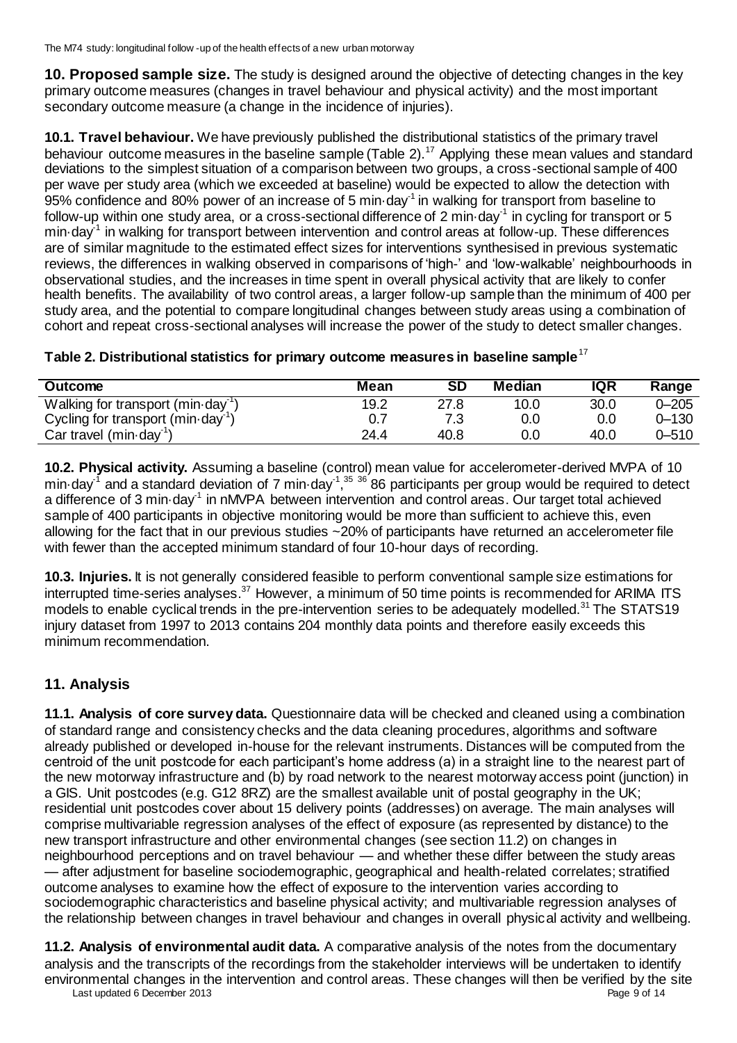**10. Proposed sample size.** The study is designed around the objective of detecting changes in the key primary outcome measures (changes in travel behaviour and physical activity) and the most important secondary outcome measure (a change in the incidence of injuries).

**10.1. Travel behaviour.** We have previously published the distributional statistics of the primary travel behaviour outcome measures in the baseline sample (Table 2).[17] Applying these mean values and standard deviations to the simplest situation of a comparison between two groups, a cross-sectional sample of 400 per wave per study area (which we exceeded at baseline) would be expected to allow the detection with 95% confidence and 80% power of an increase of 5 min·day$^{-1}$ in walking for transport from baseline to follow-up within one study area, or a cross-sectional difference of 2 min·day$^{-1}$ in cycling for transport or 5 min·day$^{-1}$ in walking for transport between intervention and control areas at follow-up. These differences are of similar magnitude to the estimated effect sizes for interventions synthesised in previous systematic reviews, the differences in walking observed in comparisons of 'high-' and 'low-walkable' neighbourhoods in observational studies, and the increases in time spent in overall physical activity that are likely to confer health benefits. The availability of two control areas, a larger follow-up sample than the minimum of 400 per study area, and the potential to compare longitudinal changes between study areas using a combination of cohort and repeat cross-sectional analyses will increase the power of the study to detect smaller changes.

**Table 2. Distributional statistics for primary outcome measures in baseline sample**[17]

| Outcome | Mean | SD | Median | IQR | Range |
|---|---|---|---|---|---|
| Walking for transport (min·day$^{-1}$) | 19.2 | 27.8 | 10.0 | 30.0 | 0–205 |
| Cycling for transport (min·day$^{-1}$) | 0.7 | 7.3 | 0.0 | 0.0 | 0–130 |
| Car travel (min·day$^{-1}$) | 24.4 | 40.8 | 0.0 | 40.0 | 0–510 |

**10.2. Physical activity.** Assuming a baseline (control) mean value for accelerometer-derived MVPA of 10 min·day$^{-1}$ and a standard deviation of 7 min·day$^{-1}$,[35,36] 86 participants per group would be required to detect a difference of 3 min·day$^{-1}$ in MVPA between intervention and control areas. Our target total achieved sample of 400 participants in objective monitoring would be more than sufficient to achieve this, even allowing for the fact that in our previous studies ~20% of participants have returned an accelerometer file with fewer than the accepted minimum standard of four 10-hour days of recording.

**10.3. Injuries.** It is not generally considered feasible to perform conventional sample size estimations for interrupted time-series analyses.[37] However, a minimum of 50 time points is recommended for ARIMA ITS models to enable cyclical trends in the pre-intervention series to be adequately modelled.[31] The STATS19 injury dataset from 1997 to 2013 contains 204 monthly data points and therefore easily exceeds this minimum recommendation.

## 11. Analysis

**11.1. Analysis of core survey data.** Questionnaire data will be checked and cleaned using a combination of standard range and consistency checks and the data cleaning procedures, algorithms and software already published or developed in-house for the relevant instruments. Distances will be computed from the centroid of the unit postcode for each participant's home address (a) in a straight line to the nearest part of the new motorway infrastructure and (b) by road network to the nearest motorway access point (junction) in a GIS. Unit postcodes (e.g. G12 8RZ) are the smallest available unit of postal geography in the UK; residential unit postcodes cover about 15 delivery points (addresses) on average. The main analyses will comprise multivariable regression analyses of the effect of exposure (as represented by distance) to the new transport infrastructure and other environmental changes (see section 11.2) on changes in neighbourhood perceptions and on travel behaviour — and whether these differ between the study areas — after adjustment for baseline sociodemographic, geographical and health-related correlates; stratified outcome analyses to examine how the effect of exposure to the intervention varies according to sociodemographic characteristics and baseline physical activity; and multivariable regression analyses of the relationship between changes in travel behaviour and changes in overall physical activity and wellbeing.

**11.2. Analysis of environmental audit data.** A comparative analysis of the notes from the documentary analysis and the transcripts of the recordings from the stakeholder interviews will be undertaken to identify environmental changes in the intervention and control areas. These changes will then be verified by the site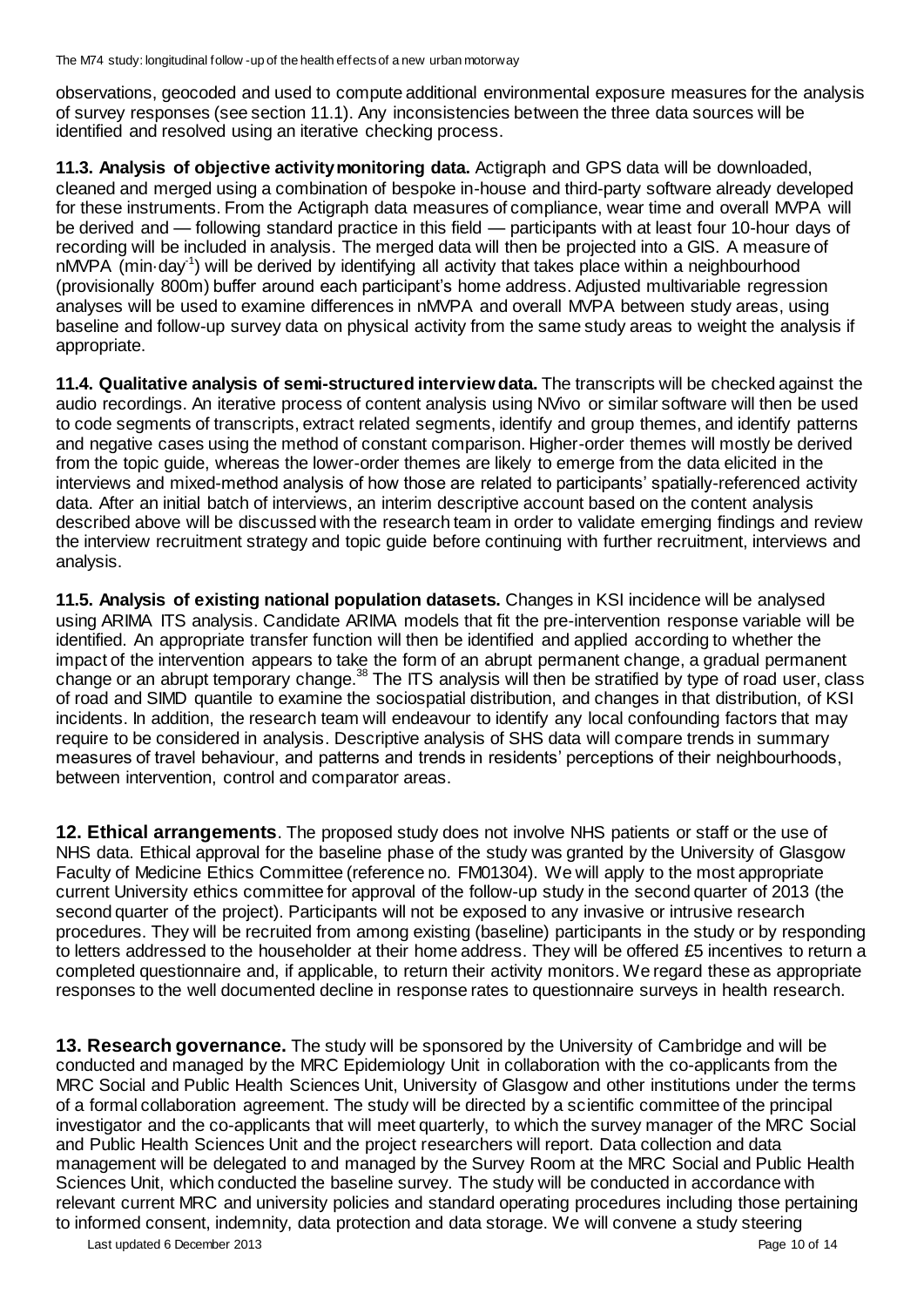observations, geocoded and used to compute additional environmental exposure measures for the analysis of survey responses (see section 11.1). Any inconsistencies between the three data sources will be identified and resolved using an iterative checking process.

**11.3. Analysis of objective activity monitoring data.** Actigraph and GPS data will be downloaded, cleaned and merged using a combination of bespoke in-house and third-party software already developed for these instruments. From the Actigraph data measures of compliance, wear time and overall MVPA will be derived and — following standard practice in this field — participants with at least four 10-hour days of recording will be included in analysis. The merged data will then be projected into a GIS. A measure of nMVPA (min·day$^{-1}$) will be derived by identifying all activity that takes place within a neighbourhood (provisionally 800m) buffer around each participant's home address. Adjusted multivariable regression analyses will be used to examine differences in nMVPA and overall MVPA between study areas, using baseline and follow-up survey data on physical activity from the same study areas to weight the analysis if appropriate.

**11.4. Qualitative analysis of semi-structured interview data.** The transcripts will be checked against the audio recordings. An iterative process of content analysis using NVivo or similar software will then be used to code segments of transcripts, extract related segments, identify and group themes, and identify patterns and negative cases using the method of constant comparison. Higher-order themes will mostly be derived from the topic guide, whereas the lower-order themes are likely to emerge from the data elicited in the interviews and mixed-method analysis of how those are related to participants' spatially-referenced activity data. After an initial batch of interviews, an interim descriptive account based on the content analysis described above will be discussed with the research team in order to validate emerging findings and review the interview recruitment strategy and topic guide before continuing with further recruitment, interviews and analysis.

**11.5. Analysis of existing national population datasets.** Changes in KSI incidence will be analysed using ARIMA ITS analysis. Candidate ARIMA models that fit the pre-intervention response variable will be identified. An appropriate transfer function will then be identified and applied according to whether the impact of the intervention appears to take the form of an abrupt permanent change, a gradual permanent change or an abrupt temporary change.[38] The ITS analysis will then be stratified by type of road user, class of road and SIMD quantile to examine the sociospatial distribution, and changes in that distribution, of KSI incidents. In addition, the research team will endeavour to identify any local confounding factors that may require to be considered in analysis. Descriptive analysis of SHS data will compare trends in summary measures of travel behaviour, and patterns and trends in residents' perceptions of their neighbourhoods, between intervention, control and comparator areas.

**12. Ethical arrangements**. The proposed study does not involve NHS patients or staff or the use of NHS data. Ethical approval for the baseline phase of the study was granted by the University of Glasgow Faculty of Medicine Ethics Committee (reference no. FM01304). We will apply to the most appropriate current University ethics committee for approval of the follow-up study in the second quarter of 2013 (the second quarter of the project). Participants will not be exposed to any invasive or intrusive research procedures. They will be recruited from among existing (baseline) participants in the study or by responding to letters addressed to the householder at their home address. They will be offered £5 incentives to return a completed questionnaire and, if applicable, to return their activity monitors. We regard these as appropriate responses to the well documented decline in response rates to questionnaire surveys in health research.

**13. Research governance.** The study will be sponsored by the University of Cambridge and will be conducted and managed by the MRC Epidemiology Unit in collaboration with the co-applicants from the MRC Social and Public Health Sciences Unit, University of Glasgow and other institutions under the terms of a formal collaboration agreement. The study will be directed by a scientific committee of the principal investigator and the co-applicants that will meet quarterly, to which the survey manager of the MRC Social and Public Health Sciences Unit and the project researchers will report. Data collection and data management will be delegated to and managed by the Survey Room at the MRC Social and Public Health Sciences Unit, which conducted the baseline survey. The study will be conducted in accordance with relevant current MRC and university policies and standard operating procedures including those pertaining to informed consent, indemnity, data protection and data storage. We will convene a study steering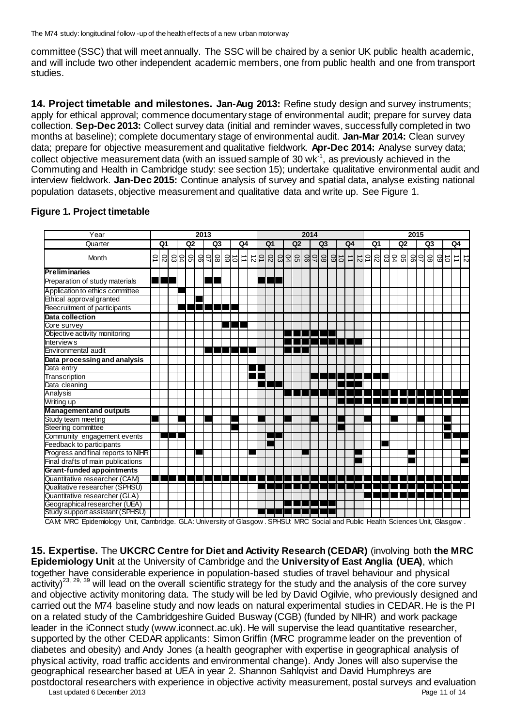committee (SSC) that will meet annually. The SSC will be chaired by a senior UK public health academic, and will include two other independent academic members, one from public health and one from transport studies.

**14. Project timetable and milestones. Jan-Aug 2013:** Refine study design and survey instruments; apply for ethical approval; commence documentary stage of environmental audit; prepare for survey data collection. **Sep-Dec 2013:** Collect survey data (initial and reminder waves, successfully completed in two months at baseline); complete documentary stage of environmental audit. **Jan-Mar 2014:** Clean survey data; prepare for objective measurement and qualitative fieldwork. **Apr-Dec 2014:** Analyse survey data; collect objective measurement data (with an issued sample of 30 $wk^{-1}$, as previously achieved in the Commuting and Health in Cambridge study: see section 15); undertake qualitative environmental audit and interview fieldwork. **Jan-Dec 2015:** Continue analysis of survey and spatial data, analyse existing national population datasets, objective measurement and qualitative data and write up. See Figure 1.

**Figure 1. Project timetable**

| Year | 2013 | | | | | | | | | | | | 2014 | | | | | | | | | | | | 2015 | | | | | | | | | | | |
|---|---|---|---|---|---|---|---|---|---|---|---|---|---|---|---|---|---|---|---|---|---|---|---|---|---|---|---|---|---|---|---|---|---|---|---|---|
| Quarter | Q1 | | | Q2 | | | Q3 | | | Q4 | | | Q1 | | | Q2 | | | Q3 | | | Q4 | | | Q1 | | | Q2 | | | Q3 | | | Q4 | | |
| Month | 01 | 02 | 03 | 04 | 05 | 06 | 07 | 08 | 09 | 10 | 11 | 12 | 01 | 02 | 03 | 04 | 05 | 06 | 07 | 08 | 09 | 10 | 11 | 12 | 01 | 02 | 03 | 04 | 05 | 06 | 07 | 08 | 09 | 10 | 11 | 12 |
| **Preliminaries** | | | | | | | | | | | | | | | | | | | | | | | | | | | | | | | | | | | | |
| Preparation of study materials | ■ | ■ | ■ | | | | ■ | ■ | | | | | ■ | ■ | ■ | | | | | | | | | | | | | | | | | | | | | |
| Application to ethics committee | | | | ■ | | | | | | | | | | | | | | | | | | | | | | | | | | | | | | | | |
| Ethical approval granted | | | | | | ■ | | | | | | | | | | | | | | | | | | | | | | | | | | | | | | |
| Reecruitment of participants | | | | ■ | ■ | ■ | ■ | ■ | ■ | ■ | | | | | | | | | | | | | | | | | | | | | | | | | | |
| **Data collection** | | | | | | | | | | | | | | | | | | | | | | | | | | | | | | | | | | | | |
| Core survey | | | | | | | | | ■ | ■ | ■ | | | | | | | | | | | | | | | | | | | | | | | | | |
| Objective activity monitoring | | | | | | | | | | | | | | | | ■ | ■ | ■ | ■ | ■ | ■ | | | | | | | | | | | | | | | |
| Interviews | | | | | | | | | | | | | | | | | ■ | ■ | ■ | ■ | ■ | ■ | ■ | ■ | | | | | | | | | | | | |
| Environmental audit | | | | | | | ■ | ■ | ■ | ■ | ■ | ■ | | | | ■ | ■ | ■ | | | | | | | | | | | | | | | | | | |
| **Data processing and analysis** | | | | | | | | | | | | | | | | | | | | | | | | | | | | | | | | | | | | |
| Data entry | | | | | | | | | | | | ■ | ■ | | | | | | | | | | | | | | | | | | | | | | | |
| Transcription | | | | | | | | | | | | ■ | ■ | | | | | | ■ | ■ | ■ | ■ | ■ | ■ | ■ | ■ | ■ | | | | | | | | | |
| Data cleaning | | | | | | | | | | | | | ■ | ■ | ■ | | | | | | | ■ | ■ | ■ | | | | | | | | | | | | |
| Analysis | | | | | | | | | | | | | | | | ■ | ■ | ■ | ■ | ■ | ■ | ■ | ■ | ■ | ■ | ■ | ■ | ■ | ■ | ■ | ■ | ■ | ■ | ■ | ■ | ■ |
| Writing up | | | | | | | | | | | | | | | | | | | | | | ■ | ■ | ■ | ■ | ■ | ■ | ■ | ■ | ■ | ■ | ■ | ■ | ■ | ■ | ■ |
| **Management and outputs** | | | | | | | | | | | | | | | | | | | | | | | | | | | | | | | | | | | | |
| Study team meeting | ■ | | | ■ | | | ■ | | | ■ | | | ■ | | | ■ | | | ■ | | | ■ | | | ■ | | | ■ | | | ■ | | | ■ | | |
| Steering committee | | | | | | | | | | ■ | | | | | | | | | | | | ■ | | | | | | | | | | | | ■ | | |
| Community engagement events | | ■ | ■ | ■ | | | | | | | | | | ■ | ■ | | | | | | | | | | | | | | | | | | | ■ | ■ | ■ |
| Feedback to participants | | | | | | | | | | | | | | ■ | | | | | | | | | | | | | ■ | | | | | | | | | |
| Progress and final reports to NIHR | | | | | | ■ | | | | | | ■ | | | | | | ■ | | | | | | ■ | | | | | | ■ | | | | | | ■ |
| Final drafts of main publications | | | | | | | | | | | | | | | | | | | | | | | | ■ | | | | | | ■ | | | | | | ■ |
| **Grant-funded appointments** | | | | | | | | | | | | | | | | | | | | | | | | | | | | | | | | | | | | |
| Quantitative researcher (CAM) | ■ | ■ | ■ | ■ | ■ | ■ | ■ | ■ | ■ | ■ | ■ | ■ | ■ | ■ | ■ | ■ | ■ | ■ | ■ | ■ | ■ | ■ | ■ | ■ | | | | | | | | | | | | |
| Qualitative researcher (SPHSU) | | | | | | | | | | | | | ■ | ■ | ■ | ■ | ■ | ■ | ■ | ■ | ■ | ■ | ■ | ■ | ■ | ■ | ■ | ■ | ■ | ■ | ■ | ■ | ■ | ■ | ■ | ■ |
| Quantitative researcher (GLA) | | | | | | | | | | | | | | | | | | | | | | | | | ■ | ■ | ■ | ■ | ■ | ■ | ■ | ■ | ■ | ■ | ■ | ■ |
| Geographical researcher (UEA) | | | | | | | | | | | | | | | | ■ | ■ | ■ | ■ | ■ | ■ | | | | | | | | | | | | | | | |
| Study support assistant (SPHSU) | | | | | | | | | | | | | ■ | ■ | ■ | ■ | ■ | ■ | ■ | ■ | ■ | | | | | | | | | | | | | | | |

CAM: MRC Epidemiology Unit, Cambridge. GLA: University of Glasgow. SPHSU: MRC Social and Public Health Sciences Unit, Glasgow.

**15. Expertise.** The **UKCRC Centre for Diet and Activity Research (CEDAR)** (involving both **the MRC Epidemiology Unit** at the University of Cambridge and the **University of East Anglia (UEA)**, which together have considerable experience in population-based studies of travel behaviour and physical activity)[23, 29, 39] will lead on the overall scientific strategy for the study and the analysis of the core survey and objective activity monitoring data. The study will be led by David Ogilvie, who previously designed and carried out the M74 baseline study and now leads on natural experimental studies in CEDAR. He is the PI on a related study of the Cambridgeshire Guided Busway (CGB) (funded by NIHR) and work package leader in the iConnect study (www.iconnect.ac.uk). He will supervise the lead quantitative researcher, supported by the other CEDAR applicants: Simon Griffin (MRC programme leader on the prevention of diabetes and obesity) and Andy Jones (a health geographer with expertise in geographical analysis of physical activity, road traffic accidents and environmental change). Andy Jones will also supervise the geographical researcher based at UEA in year 2. Shannon Sahlqvist and David Humphreys are postdoctoral researchers with experience in objective activity measurement, postal surveys and evaluation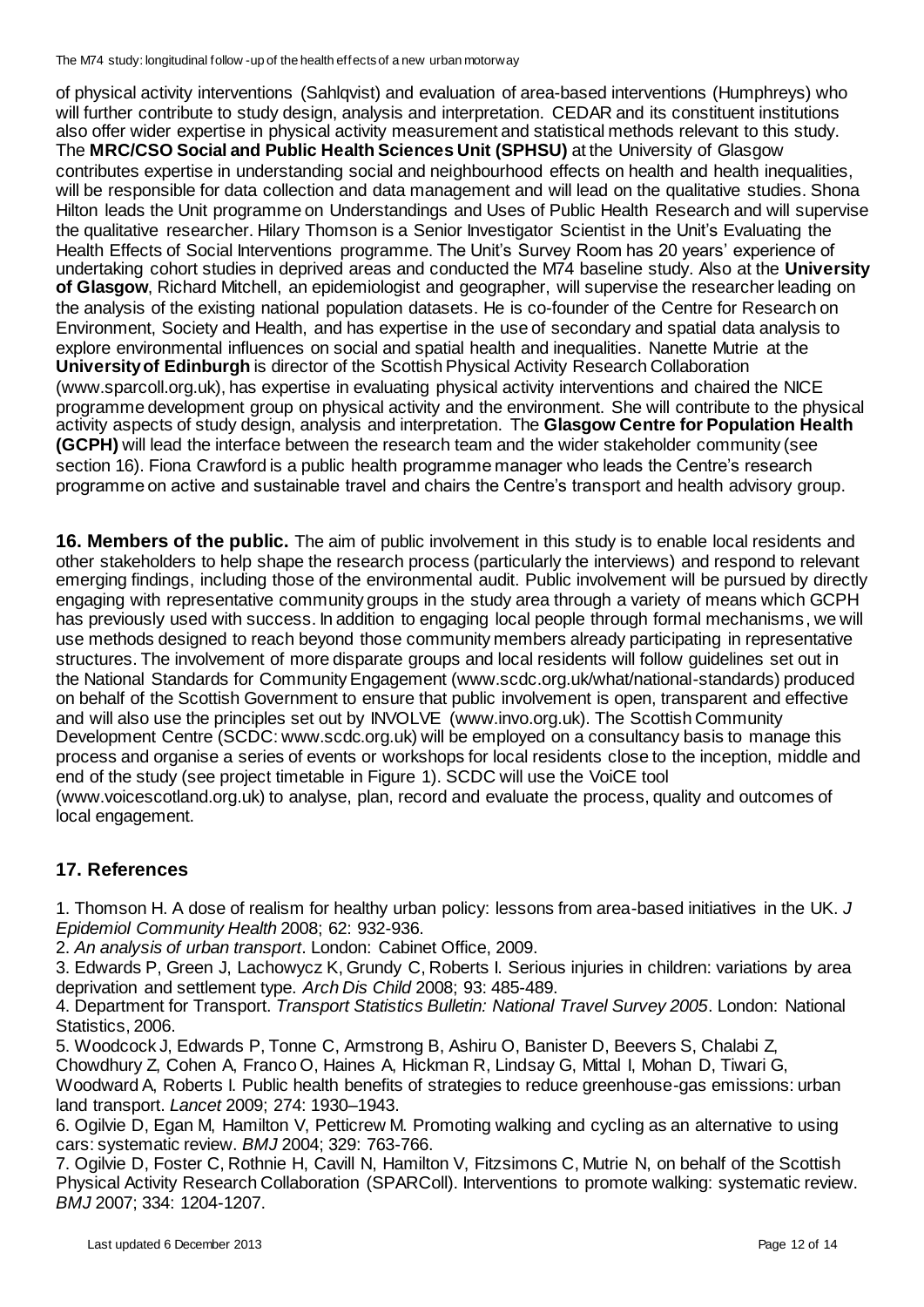of physical activity interventions (Sahlqvist) and evaluation of area-based interventions (Humphreys) who will further contribute to study design, analysis and interpretation. CEDAR and its constituent institutions also offer wider expertise in physical activity measurement and statistical methods relevant to this study. The **MRC/CSO Social and Public Health Sciences Unit (SPHSU)** at the University of Glasgow contributes expertise in understanding social and neighbourhood effects on health and health inequalities, will be responsible for data collection and data management and will lead on the qualitative studies. Shona Hilton leads the Unit programme on Understandings and Uses of Public Health Research and will supervise the qualitative researcher. Hilary Thomson is a Senior Investigator Scientist in the Unit's Evaluating the Health Effects of Social Interventions programme. The Unit's Survey Room has 20 years' experience of undertaking cohort studies in deprived areas and conducted the M74 baseline study. Also at the **University of Glasgow**, Richard Mitchell, an epidemiologist and geographer, will supervise the researcher leading on the analysis of the existing national population datasets. He is co-founder of the Centre for Research on Environment, Society and Health, and has expertise in the use of secondary and spatial data analysis to explore environmental influences on social and spatial health and inequalities. Nanette Mutrie at the **University of Edinburgh** is director of the Scottish Physical Activity Research Collaboration (www.sparcoll.org.uk), has expertise in evaluating physical activity interventions and chaired the NICE programme development group on physical activity and the environment. She will contribute to the physical activity aspects of study design, analysis and interpretation. The **Glasgow Centre for Population Health (GCPH)** will lead the interface between the research team and the wider stakeholder community (see section 16). Fiona Crawford is a public health programme manager who leads the Centre's research programme on active and sustainable travel and chairs the Centre's transport and health advisory group.

**16. Members of the public.** The aim of public involvement in this study is to enable local residents and other stakeholders to help shape the research process (particularly the interviews) and respond to relevant emerging findings, including those of the environmental audit. Public involvement will be pursued by directly engaging with representative community groups in the study area through a variety of means which GCPH has previously used with success. In addition to engaging local people through formal mechanisms, we will use methods designed to reach beyond those community members already participating in representative structures. The involvement of more disparate groups and local residents will follow guidelines set out in the National Standards for Community Engagement (www.scdc.org.uk/what/national-standards) produced on behalf of the Scottish Government to ensure that public involvement is open, transparent and effective and will also use the principles set out by INVOLVE (www.invo.org.uk). The Scottish Community Development Centre (SCDC: www.scdc.org.uk) will be employed on a consultancy basis to manage this process and organise a series of events or workshops for local residents close to the inception, middle and end of the study (see project timetable in Figure 1). SCDC will use the VoiCE tool (www.voicescotland.org.uk) to analyse, plan, record and evaluate the process, quality and outcomes of local engagement.

## 17. References

1. Thomson H. A dose of realism for healthy urban policy: lessons from area-based initiatives in the UK. *J Epidemiol Community Health* 2008; 62: 932-936.
2. *An analysis of urban transport*. London: Cabinet Office, 2009.
3. Edwards P, Green J, Lachowycz K, Grundy C, Roberts I. Serious injuries in children: variations by area deprivation and settlement type. *Arch Dis Child* 2008; 93: 485-489.
4. Department for Transport. *Transport Statistics Bulletin: National Travel Survey 2005*. London: National Statistics, 2006.
5. Woodcock J, Edwards P, Tonne C, Armstrong B, Ashiru O, Banister D, Beevers S, Chalabi Z, Chowdhury Z, Cohen A, Franco O, Haines A, Hickman R, Lindsay G, Mittal I, Mohan D, Tiwari G, Woodward A, Roberts I. Public health benefits of strategies to reduce greenhouse-gas emissions: urban land transport. *Lancet* 2009; 274: 1930–1943.
6. Ogilvie D, Egan M, Hamilton V, Petticrew M. Promoting walking and cycling as an alternative to using cars: systematic review. *BMJ* 2004; 329: 763-766.
7. Ogilvie D, Foster C, Rothnie H, Cavill N, Hamilton V, Fitzsimons C, Mutrie N, on behalf of the Scottish Physical Activity Research Collaboration (SPARColl). Interventions to promote walking: systematic review. *BMJ* 2007; 334: 1204-1207.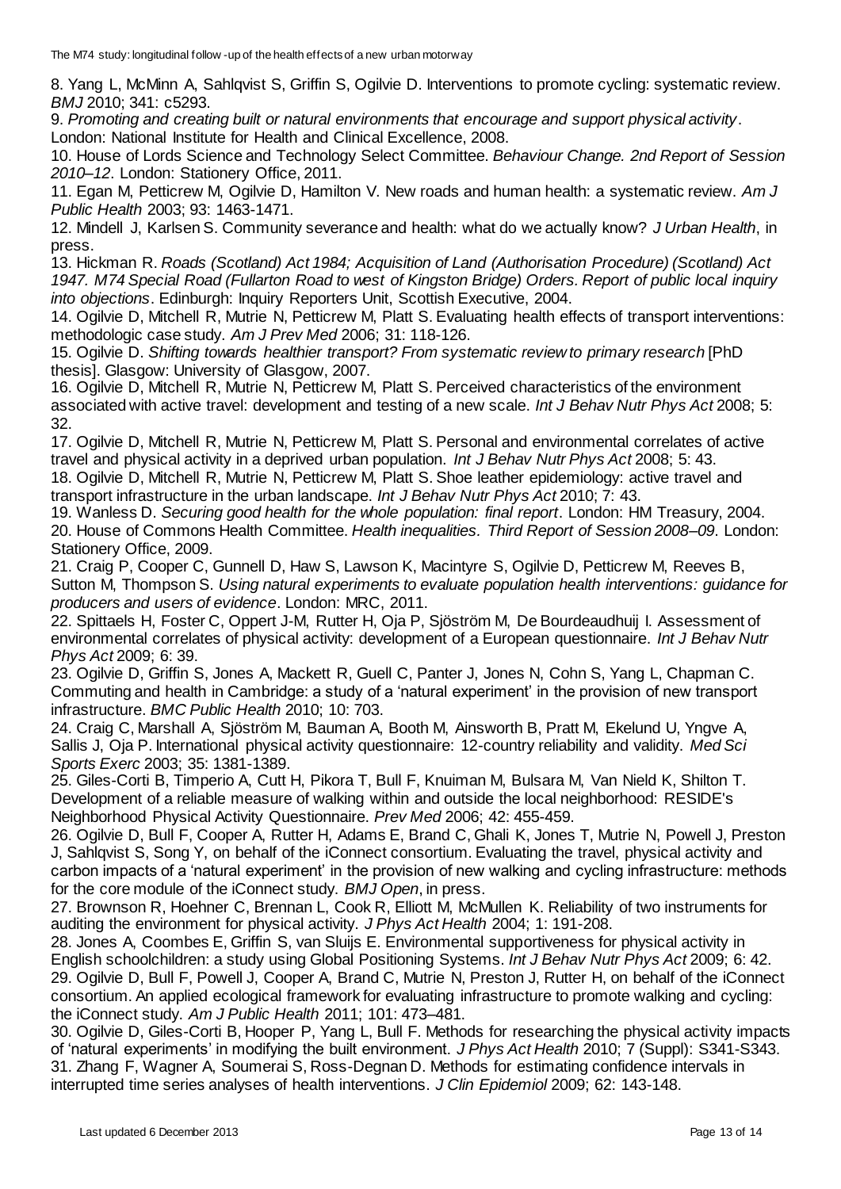8. Yang L, McMinn A, Sahlqvist S, Griffin S, Ogilvie D. Interventions to promote cycling: systematic review. *BMJ* 2010; 341: c5293.

9. *Promoting and creating built or natural environments that encourage and support physical activity*. London: National Institute for Health and Clinical Excellence, 2008.

10. House of Lords Science and Technology Select Committee. *Behaviour Change. 2nd Report of Session 2010–12*. London: Stationery Office, 2011.

11. Egan M, Petticrew M, Ogilvie D, Hamilton V. New roads and human health: a systematic review. *Am J Public Health* 2003; 93: 1463-1471.

12. Mindell J, Karlsen S. Community severance and health: what do we actually know? *J Urban Health*, in press.

13. Hickman R. *Roads (Scotland) Act 1984; Acquisition of Land (Authorisation Procedure) (Scotland) Act 1947. M74 Special Road (Fullarton Road to west of Kingston Bridge) Orders. Report of public local inquiry into objections*. Edinburgh: Inquiry Reporters Unit, Scottish Executive, 2004.

14. Ogilvie D, Mitchell R, Mutrie N, Petticrew M, Platt S. Evaluating health effects of transport interventions: methodologic case study. *Am J Prev Med* 2006; 31: 118-126.

15. Ogilvie D. *Shifting towards healthier transport? From systematic review to primary research* [PhD thesis]. Glasgow: University of Glasgow, 2007.

16. Ogilvie D, Mitchell R, Mutrie N, Petticrew M, Platt S. Perceived characteristics of the environment associated with active travel: development and testing of a new scale. *Int J Behav Nutr Phys Act* 2008; 5: 32.

17. Ogilvie D, Mitchell R, Mutrie N, Petticrew M, Platt S. Personal and environmental correlates of active travel and physical activity in a deprived urban population. *Int J Behav Nutr Phys Act* 2008; 5: 43.

18. Ogilvie D, Mitchell R, Mutrie N, Petticrew M, Platt S. Shoe leather epidemiology: active travel and transport infrastructure in the urban landscape. *Int J Behav Nutr Phys Act* 2010; 7: 43.

19. Wanless D. *Securing good health for the whole population: final report*. London: HM Treasury, 2004.

20. House of Commons Health Committee. *Health inequalities. Third Report of Session 2008–09*. London: Stationery Office, 2009.

21. Craig P, Cooper C, Gunnell D, Haw S, Lawson K, Macintyre S, Ogilvie D, Petticrew M, Reeves B, Sutton M, Thompson S. *Using natural experiments to evaluate population health interventions: guidance for producers and users of evidence*. London: MRC, 2011.

22. Spittaels H, Foster C, Oppert J-M, Rutter H, Oja P, Sjöström M, De Bourdeaudhuij I. Assessment of environmental correlates of physical activity: development of a European questionnaire. *Int J Behav Nutr Phys Act* 2009; 6: 39.

23. Ogilvie D, Griffin S, Jones A, Mackett R, Guell C, Panter J, Jones N, Cohn S, Yang L, Chapman C. Commuting and health in Cambridge: a study of a 'natural experiment' in the provision of new transport infrastructure. *BMC Public Health* 2010; 10: 703.

24. Craig C, Marshall A, Sjöström M, Bauman A, Booth M, Ainsworth B, Pratt M, Ekelund U, Yngve A, Sallis J, Oja P. International physical activity questionnaire: 12-country reliability and validity. *Med Sci Sports Exerc* 2003; 35: 1381-1389.

25. Giles-Corti B, Timperio A, Cutt H, Pikora T, Bull F, Knuiman M, Bulsara M, Van Nield K, Shilton T. Development of a reliable measure of walking within and outside the local neighborhood: RESIDE's Neighborhood Physical Activity Questionnaire. *Prev Med* 2006; 42: 455-459.

26. Ogilvie D, Bull F, Cooper A, Rutter H, Adams E, Brand C, Ghali K, Jones T, Mutrie N, Powell J, Preston J, Sahlqvist S, Song Y, on behalf of the iConnect consortium. Evaluating the travel, physical activity and carbon impacts of a 'natural experiment' in the provision of new walking and cycling infrastructure: methods for the core module of the iConnect study. *BMJ Open*, in press.

27. Brownson R, Hoehner C, Brennan L, Cook R, Elliott M, McMullen K. Reliability of two instruments for auditing the environment for physical activity. *J Phys Act Health* 2004; 1: 191-208.

28. Jones A, Coombes E, Griffin S, van Sluijs E. Environmental supportiveness for physical activity in English schoolchildren: a study using Global Positioning Systems. *Int J Behav Nutr Phys Act* 2009; 6: 42.

29. Ogilvie D, Bull F, Powell J, Cooper A, Brand C, Mutrie N, Preston J, Rutter H, on behalf of the iConnect consortium. An applied ecological framework for evaluating infrastructure to promote walking and cycling: the iConnect study. *Am J Public Health* 2011; 101: 473–481.

30. Ogilvie D, Giles-Corti B, Hooper P, Yang L, Bull F. Methods for researching the physical activity impacts of 'natural experiments' in modifying the built environment. *J Phys Act Health* 2010; 7 (Suppl): S341-S343.

31. Zhang F, Wagner A, Soumerai S, Ross-Degnan D. Methods for estimating confidence intervals in interrupted time series analyses of health interventions. *J Clin Epidemiol* 2009; 62: 143-148.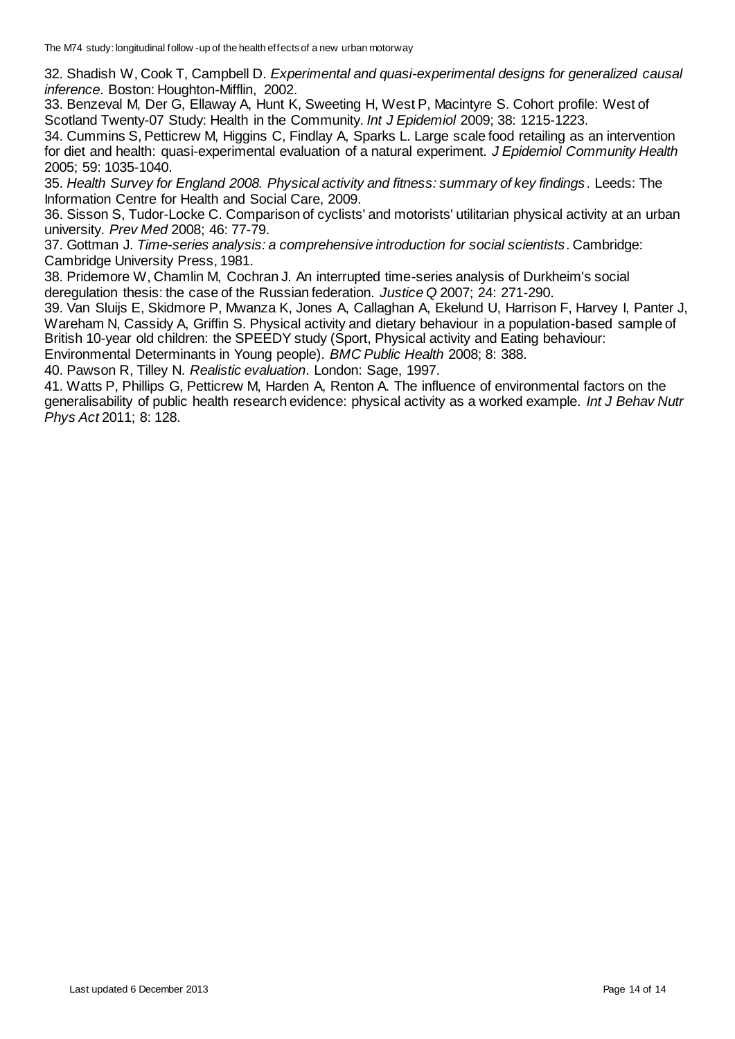32. Shadish W, Cook T, Campbell D. *Experimental and quasi-experimental designs for generalized causal inference*. Boston: Houghton-Mifflin, 2002.

33. Benzeval M, Der G, Ellaway A, Hunt K, Sweeting H, West P, Macintyre S. Cohort profile: West of Scotland Twenty-07 Study: Health in the Community. *Int J Epidemiol* 2009; 38: 1215-1223.

34. Cummins S, Petticrew M, Higgins C, Findlay A, Sparks L. Large scale food retailing as an intervention for diet and health: quasi-experimental evaluation of a natural experiment. *J Epidemiol Community Health* 2005; 59: 1035-1040.

35. *Health Survey for England 2008. Physical activity and fitness: summary of key findings*. Leeds: The Information Centre for Health and Social Care, 2009.

36. Sisson S, Tudor-Locke C. Comparison of cyclists' and motorists' utilitarian physical activity at an urban university. *Prev Med* 2008; 46: 77-79.

37. Gottman J. *Time-series analysis: a comprehensive introduction for social scientists*. Cambridge: Cambridge University Press, 1981.

38. Pridemore W, Chamlin M, Cochran J. An interrupted time-series analysis of Durkheim's social deregulation thesis: the case of the Russian federation. *Justice Q* 2007; 24: 271-290.

39. Van Sluijs E, Skidmore P, Mwanza K, Jones A, Callaghan A, Ekelund U, Harrison F, Harvey I, Panter J, Wareham N, Cassidy A, Griffin S. Physical activity and dietary behaviour in a population-based sample of British 10-year old children: the SPEEDY study (Sport, Physical activity and Eating behaviour: Environmental Determinants in Young people). *BMC Public Health* 2008; 8: 388.

40. Pawson R, Tilley N. *Realistic evaluation*. London: Sage, 1997.

41. Watts P, Phillips G, Petticrew M, Harden A, Renton A. The influence of environmental factors on the generalisability of public health research evidence: physical activity as a worked example. *Int J Behav Nutr Phys Act* 2011; 8: 128.